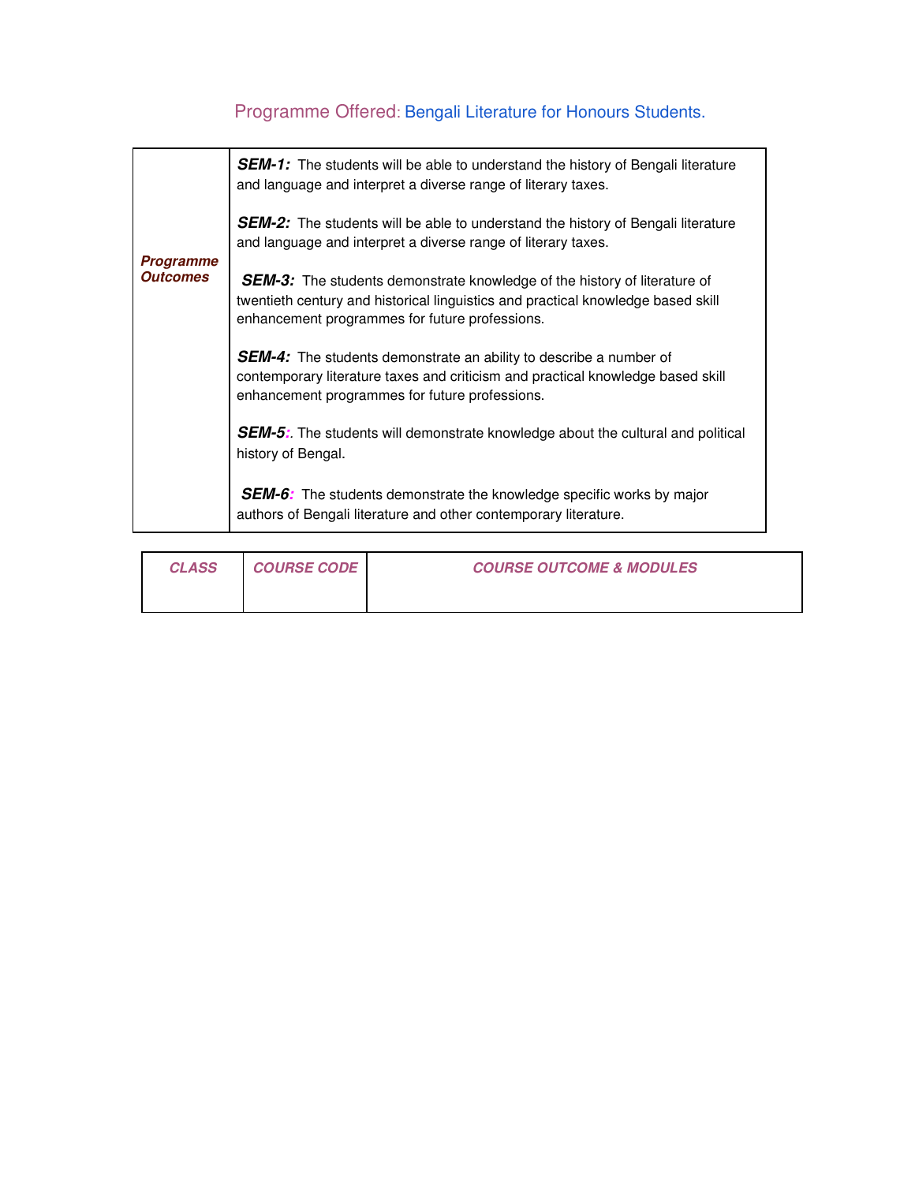# Programme Offered: Bengali Literature for Honours Students.

| | |
|---|---|
| ***Programme Outcomes*** | ***SEM-1:*** The students will be able to understand the history of Bengali literature and language and interpret a diverse range of literary taxes.<br><br>***SEM-2:*** The students will be able to understand the history of Bengali literature and language and interpret a diverse range of literary taxes.<br><br>***SEM-3:*** The students demonstrate knowledge of the history of literature of twentieth century and historical linguistics and practical knowledge based skill enhancement programmes for future professions.<br><br>***SEM-4:*** The students demonstrate an ability to describe a number of contemporary literature taxes and criticism and practical knowledge based skill enhancement programmes for future professions.<br><br>***SEM-5:***. The students will demonstrate knowledge about the cultural and political history of Bengal.<br><br>***SEM-6:*** The students demonstrate the knowledge specific works by major authors of Bengali literature and other contemporary literature. |

| ***CLASS*** | ***COURSE CODE*** | ***COURSE OUTCOME & MODULES*** |
|---|---|---|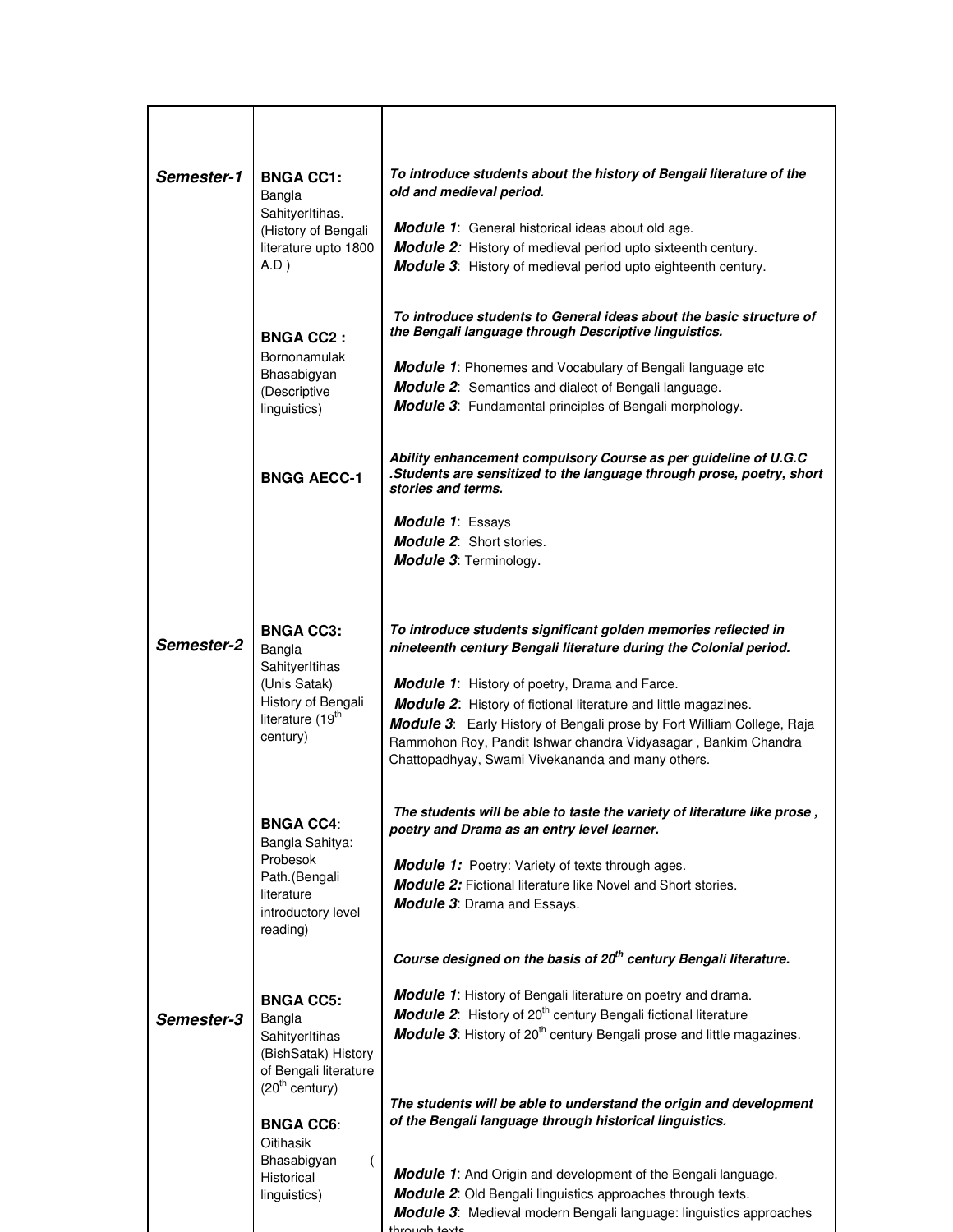| | | |
|---|---|---|
| ***Semester-1*** | **BNGA CC1:** Bangla SahityerItihas. (History of Bengali literature upto 1800 A.D ) | ***To introduce students about the history of Bengali literature of the old and medieval period.***<br><br>***Module 1***: General historical ideas about old age.<br>***Module 2:*** History of medieval period upto sixteenth century.<br>***Module 3***: History of medieval period upto eighteenth century. |
| | **BNGA CC2 :** Bornonamulak Bhasabigyan (Descriptive linguistics) | ***To introduce students to General ideas about the basic structure of the Bengali language through Descriptive linguistics.***<br><br>***Module 1***: Phonemes and Vocabulary of Bengali language etc<br>***Module 2***: Semantics and dialect of Bengali language.<br>***Module 3***: Fundamental principles of Bengali morphology. |
| | **BNGG AECC-1** | ***Ability enhancement compulsory Course as per guideline of U.G.C .Students are sensitized to the language through prose, poetry, short stories and terms.***<br><br>***Module 1***: Essays<br>***Module 2***: Short stories.<br>***Module 3***: Terminology. |
| ***Semester-2*** | **BNGA CC3:** Bangla SahityerItihas (Unis Satak) History of Bengali literature (19th century) | ***To introduce students significant golden memories reflected in nineteenth century Bengali literature during the Colonial period.***<br><br>***Module 1***: History of poetry, Drama and Farce.<br>***Module 2***: History of fictional literature and little magazines.<br>***Module 3***: Early History of Bengali prose by Fort William College, Raja Rammohon Roy, Pandit Ishwar chandra Vidyasagar , Bankim Chandra Chattopadhyay, Swami Vivekananda and many others. |
| | **BNGA CC4**: Bangla Sahitya: Probesok Path.(Bengali literature introductory level reading) | ***The students will be able to taste the variety of literature like prose , poetry and Drama as an entry level learner.***<br><br>***Module 1:*** Poetry: Variety of texts through ages.<br>***Module 2:*** Fictional literature like Novel and Short stories.<br>***Module 3***: Drama and Essays. |
| ***Semester-3*** | **BNGA CC5:** Bangla SahityerItihas (BishSatak) History of Bengali literature (20th century) | ***Course designed on the basis of 20th century Bengali literature.***<br><br>***Module 1***: History of Bengali literature on poetry and drama.<br>***Module 2***: History of 20th century Bengali fictional literature<br>***Module 3***: History of 20th century Bengali prose and little magazines. |
| | **BNGA CC6**: Oitihasik Bhasabigyan ( Historical linguistics) | ***The students will be able to understand the origin and development of the Bengali language through historical linguistics.***<br><br>***Module 1***: And Origin and development of the Bengali language.<br>***Module 2***: Old Bengali linguistics approaches through texts.<br>***Module 3***: Medieval modern Bengali language: linguistics approaches through texts. |